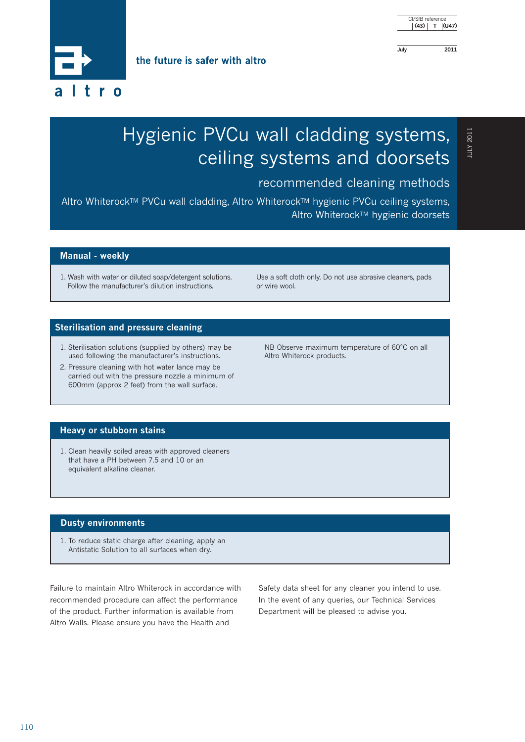altro

the future is safer with altro

CI/SfB reference
(43) | T | (U47)

July 2011

# Hygienic PVCu wall cladding systems, ceiling systems and doorsets

## recommended cleaning methods

Altro WhiterockTM PVCu wall cladding, Altro WhiterockTM hygienic PVCu ceiling systems, Altro WhiterockTM hygienic doorsets

### Manual - weekly

1. Wash with water or diluted soap/detergent solutions. Follow the manufacturer's dilution instructions.

Use a soft cloth only. Do not use abrasive cleaners, pads or wire wool.

### Sterilisation and pressure cleaning

1. Sterilisation solutions (supplied by others) may be used following the manufacturer's instructions.
2. Pressure cleaning with hot water lance may be carried out with the pressure nozzle a minimum of 600mm (approx 2 feet) from the wall surface.

NB Observe maximum temperature of 60°C on all Altro Whiterock products.

### Heavy or stubborn stains

1. Clean heavily soiled areas with approved cleaners that have a PH between 7.5 and 10 or an equivalent alkaline cleaner.

### Dusty environments

1. To reduce static charge after cleaning, apply an Antistatic Solution to all surfaces when dry.

Failure to maintain Altro Whiterock in accordance with recommended procedure can affect the performance of the product. Further information is available from Altro Walls. Please ensure you have the Health and Safety data sheet for any cleaner you intend to use. In the event of any queries, our Technical Services Department will be pleased to advise you.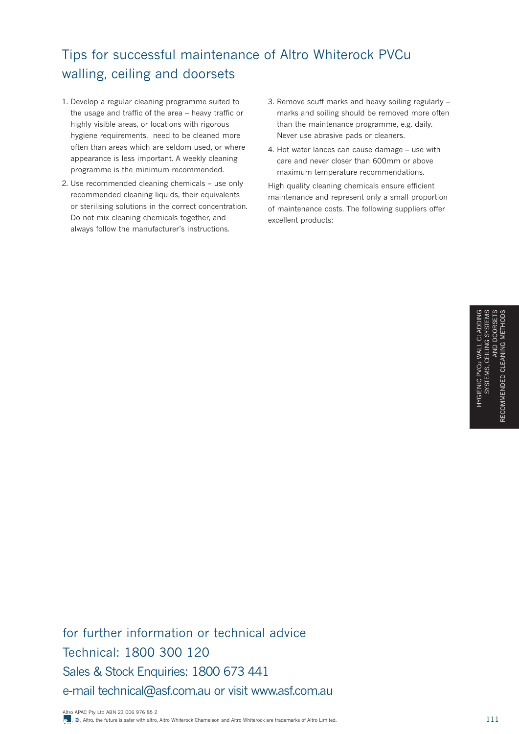## Tips for successful maintenance of Altro Whiterock PVCu walling, ceiling and doorsets

1. Develop a regular cleaning programme suited to the usage and traffic of the area – heavy traffic or highly visible areas, or locations with rigorous hygiene requirements, need to be cleaned more often than areas which are seldom used, or where appearance is less important. A weekly cleaning programme is the minimum recommended.
2. Use recommended cleaning chemicals – use only recommended cleaning liquids, their equivalents or sterilising solutions in the correct concentration. Do not mix cleaning chemicals together, and always follow the manufacturer's instructions.
3. Remove scuff marks and heavy soiling regularly – marks and soiling should be removed more often than the maintenance programme, e.g. daily. Never use abrasive pads or cleaners.
4. Hot water lances can cause damage – use with care and never closer than 600mm or above maximum temperature recommendations.

High quality cleaning chemicals ensure efficient maintenance and represent only a small proportion of maintenance costs. The following suppliers offer excellent products:

HYGIENIC PVCu WALL CLADDING SYSTEMS, CEILING SYSTEMS AND DOORSETS RECOMMENDED CLEANING METHODS

for further information or technical advice
Technical: 1800 300 120
Sales & Stock Enquiries: 1800 673 441
e-mail technical@asf.com.au or visit www.asf.com.au

Altro APAC Pty Ltd ABN 23 006 976 85 2
, Altro, the future is safer with altro, Altro Whiterock Chameleon and Altro Whiterock are trademarks of Altro Limited.